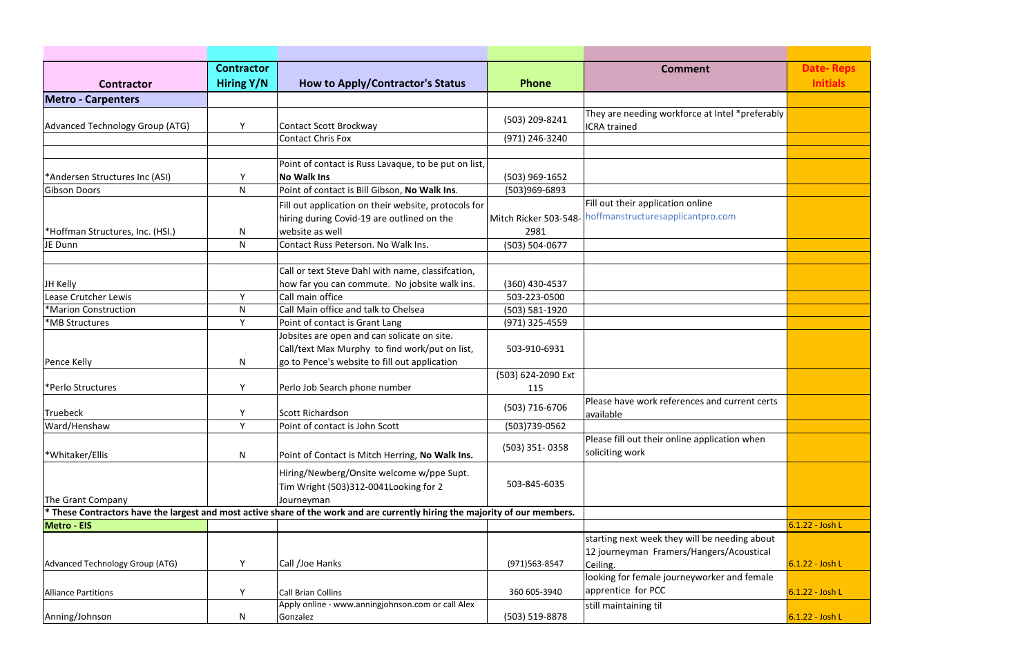| Contractor | Contractor Hiring Y/N | How to Apply/Contractor's Status | Phone | Comment | Date- Reps Initials |
|---|---|---|---|---|---|
| **Metro - Carpenters** | | | | | |
| Advanced Technology Group (ATG) | Y | Contact Scott Brockway | (503) 209-8241 | They are needing workforce at Intel *preferably ICRA trained | |
| | | Contact Chris Fox | (971) 246-3240 | | |
| | | | | | |
| *Andersen Structures Inc (ASI) | Y | Point of contact is Russ Lavaque, to be put on list, **No Walk Ins** | (503) 969-1652 | | |
| Gibson Doors | N | Point of contact is Bill Gibson, **No Walk Ins**. | (503)969-6893 | | |
| *Hoffman Structures, Inc. (HSI.) | N | Fill out application on their website, protocols for hiring during Covid-19 are outlined on the website as well | Mitch Ricker 503-548-2981 | Fill out their application online hoffmanstructuresapplicantpro.com | |
| JE Dunn | N | Contact Russ Peterson. No Walk Ins. | (503) 504-0677 | | |
| | | | | | |
| JH Kelly | | Call or text Steve Dahl with name, classifcation, how far you can commute. No jobsite walk ins. | (360) 430-4537 | | |
| Lease Crutcher Lewis | Y | Call main office | 503-223-0500 | | |
| *Marion Construction | N | Call Main office and talk to Chelsea | (503) 581-1920 | | |
| *MB Structures | Y | Point of contact is Grant Lang | (971) 325-4559 | | |
| Pence Kelly | N | Jobsites are open and can solicate on site. Call/text Max Murphy to find work/put on list, go to Pence's website to fill out application | 503-910-6931 | | |
| *Perlo Structures | Y | Perlo Job Search phone number | (503) 624-2090 Ext 115 | | |
| Truebeck | Y | Scott Richardson | (503) 716-6706 | Please have work references and current certs available | |
| Ward/Henshaw | Y | Point of contact is John Scott | (503)739-0562 | | |
| *Whitaker/Ellis | N | Point of Contact is Mitch Herring, **No Walk Ins.** | (503) 351- 0358 | Please fill out their online application when soliciting work | |
| The Grant Company | | Hiring/Newberg/Onsite welcome w/ppe Supt. Tim Wright (503)312-0041Looking for 2 Journeyman | 503-845-6035 | | |
| **\* These Contractors have the largest and most active share of the work and are currently hiring the majority of our members.** | | | | | |
| **Metro - EIS** | | | | | 6.1.22 - Josh L |
| Advanced Technology Group (ATG) | Y | Call /Joe Hanks | (971)563-8547 | starting next week they will be needing about 12 journeyman Framers/Hangers/Acoustical Ceiling. | 6.1.22 - Josh L |
| Alliance Partitions | Y | Call Brian Collins | 360 605-3940 | looking for female journeyworker and female apprentice for PCC | 6.1.22 - Josh L |
| Anning/Johnson | N | Apply online - www.anningjohnson.com or call Alex Gonzalez | (503) 519-8878 | still maintaining til | 6.1.22 - Josh L |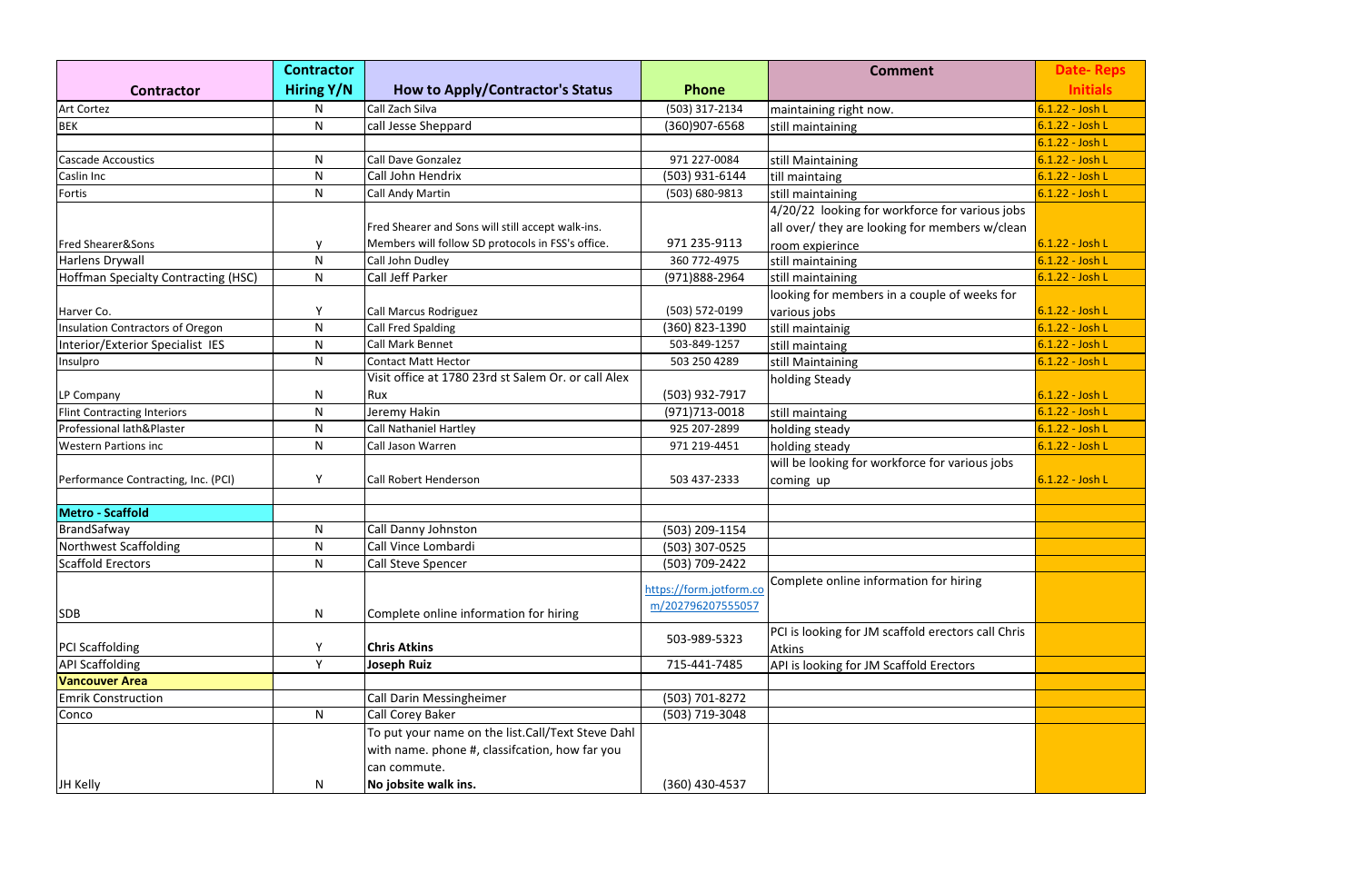| Contractor | Contractor Hiring Y/N | How to Apply/Contractor's Status | Phone | Comment | Date- Reps Initials |
|---|---|---|---|---|---|
| Art Cortez | N | Call Zach Silva | (503) 317-2134 | maintaining right now. | 6.1.22 - Josh L |
| BEK | N | call Jesse Sheppard | (360)907-6568 | still maintaining | 6.1.22 - Josh L |
| | | | | | 6.1.22 - Josh L |
| Cascade Accoustics | N | Call Dave Gonzalez | 971 227-0084 | still Maintaining | 6.1.22 - Josh L |
| Caslin Inc | N | Call John Hendrix | (503) 931-6144 | till maintaing | 6.1.22 - Josh L |
| Fortis | N | Call Andy Martin | (503) 680-9813 | still maintaining | 6.1.22 - Josh L |
| Fred Shearer&Sons | y | Fred Shearer and Sons will still accept walk-ins. Members will follow SD protocols in FSS's office. | 971 235-9113 | 4/20/22 looking for workforce for various jobs all over/ they are looking for members w/clean room expierince | 6.1.22 - Josh L |
| Harlens Drywall | N | Call John Dudley | 360 772-4975 | still maintaining | 6.1.22 - Josh L |
| Hoffman Specialty Contracting (HSC) | N | Call Jeff Parker | (971)888-2964 | still maintaining | 6.1.22 - Josh L |
| Harver Co. | Y | Call Marcus Rodriguez | (503) 572-0199 | looking for members in a couple of weeks for various jobs | 6.1.22 - Josh L |
| Insulation Contractors of Oregon | N | Call Fred Spalding | (360) 823-1390 | still maintainig | 6.1.22 - Josh L |
| Interior/Exterior Specialist IES | N | Call Mark Bennet | 503-849-1257 | still maintaing | 6.1.22 - Josh L |
| Insulpro | N | Contact Matt Hector | 503 250 4289 | still Maintaining | 6.1.22 - Josh L |
| LP Company | N | Visit office at 1780 23rd st Salem Or. or call Alex Rux | (503) 932-7917 | holding Steady | 6.1.22 - Josh L |
| Flint Contracting Interiors | N | Jeremy Hakin | (971)713-0018 | still maintaing | 6.1.22 - Josh L |
| Professional lath&Plaster | N | Call Nathaniel Hartley | 925 207-2899 | holding steady | 6.1.22 - Josh L |
| Western Partions inc | N | Call Jason Warren | 971 219-4451 | holding steady | 6.1.22 - Josh L |
| Performance Contracting, Inc. (PCI) | Y | Call Robert Henderson | 503 437-2333 | will be looking for workforce for various jobs coming up | 6.1.22 - Josh L |
| | | | | | |
| **Metro - Scaffold** | | | | | |
| BrandSafway | N | Call Danny Johnston | (503) 209-1154 | | |
| Northwest Scaffolding | N | Call Vince Lombardi | (503) 307-0525 | | |
| Scaffold Erectors | N | Call Steve Spencer | (503) 709-2422 | | |
| SDB | N | Complete online information for hiring | https://form.jotform.com/202796207555057 | Complete online information for hiring | |
| PCI Scaffolding | Y | **Chris Atkins** | 503-989-5323 | PCI is looking for JM scaffold erectors call Chris Atkins | |
| API Scaffolding | Y | **Joseph Ruiz** | 715-441-7485 | API is looking for JM Scaffold Erectors | |
| **Vancouver Area** | | | | | |
| Emrik Construction | | Call Darin Messingheimer | (503) 701-8272 | | |
| Conco | N | Call Corey Baker | (503) 719-3048 | | |
| JH Kelly | N | To put your name on the list.Call/Text Steve Dahl with name. phone #, classifcation, how far you can commute. **No jobsite walk ins.** | (360) 430-4537 | | |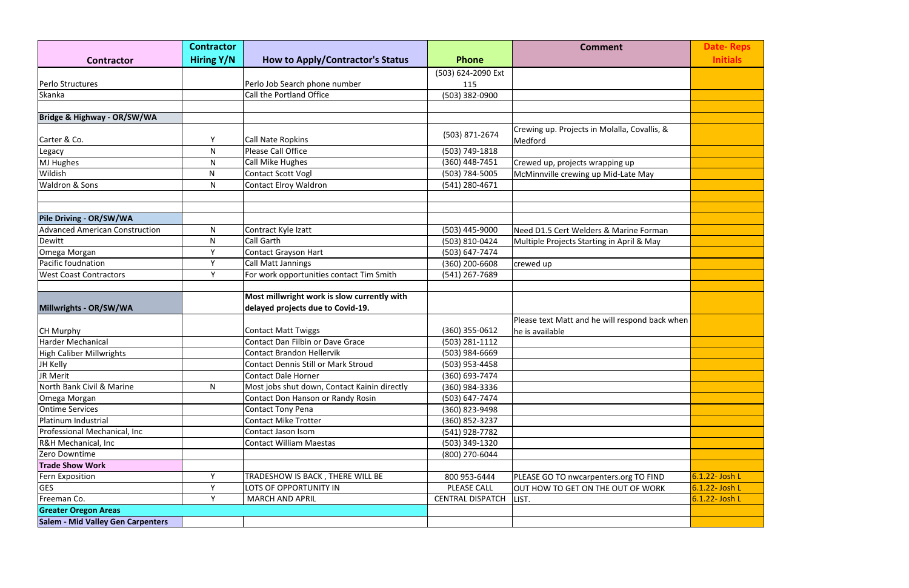| Contractor | Contractor Hiring Y/N | How to Apply/Contractor's Status | Phone | Comment | Date- Reps Initials |
| --- | --- | --- | --- | --- | --- |
| Perlo Structures | | Perlo Job Search phone number | (503) 624-2090 Ext 115 | | |
| Skanka | | Call the Portland Office | (503) 382-0900 | | |
| | | | | | |
| **Bridge & Highway - OR/SW/WA** | | | | | |
| Carter & Co. | Y | Call Nate Ropkins | (503) 871-2674 | Crewing up. Projects in Molalla, Covallis, & Medford | |
| Legacy | N | Please Call Office | (503) 749-1818 | | |
| MJ Hughes | N | Call Mike Hughes | (360) 448-7451 | Crewed up, projects wrapping up | |
| Wildish | N | Contact Scott Vogl | (503) 784-5005 | McMinnville crewing up Mid-Late May | |
| Waldron & Sons | N | Contact Elroy Waldron | (541) 280-4671 | | |
| | | | | | |
| | | | | | |
| **Pile Driving - OR/SW/WA** | | | | | |
| Advanced American Construction | N | Contract Kyle Izatt | (503) 445-9000 | Need D1.5 Cert Welders & Marine Forman | |
| Dewitt | N | Call Garth | (503) 810-0424 | Multiple Projects Starting in April & May | |
| Omega Morgan | Y | Contact Grayson Hart | (503) 647-7474 | | |
| Pacific foudnation | Y | Call Matt Jannings | (360) 200-6608 | crewed up | |
| West Coast Contractors | Y | For work opportunities contact Tim Smith | (541) 267-7689 | | |
| | | | | | |
| **Millwrights - OR/SW/WA** | | **Most millwright work is slow currently with delayed projects due to Covid-19.** | | | |
| CH Murphy | | Contact Matt Twiggs | (360) 355-0612 | Please text Matt and he will respond back when he is available | |
| Harder Mechanical | | Contact Dan Filbin or Dave Grace | (503) 281-1112 | | |
| High Caliber Millwrights | | Contact Brandon Hellervik | (503) 984-6669 | | |
| JH Kelly | | Contact Dennis Still or Mark Stroud | (503) 953-4458 | | |
| JR Merit | | Contact Dale Horner | (360) 693-7474 | | |
| North Bank Civil & Marine | N | Most jobs shut down, Contact Kainin directly | (360) 984-3336 | | |
| Omega Morgan | | Contact Don Hanson or Randy Rosin | (503) 647-7474 | | |
| Ontime Services | | Contact Tony Pena | (360) 823-9498 | | |
| Platinum Industrial | | Contact Mike Trotter | (360) 852-3237 | | |
| Professional Mechanical, Inc | | Contact Jason Isom | (541) 928-7782 | | |
| R&H Mechanical, Inc | | Contact William Maestas | (503) 349-1320 | | |
| Zero Downtime | | | (800) 270-6044 | | |
| **Trade Show Work** | | | | | |
| Fern Exposition | Y | TRADESHOW IS BACK , THERE WILL BE | 800 953-6444 | PLEASE GO TO nwcarpenters.org TO FIND | 6.1.22- Josh L |
| GES | Y | LOTS OF OPPORTUNITY IN | PLEASE CALL | OUT HOW TO GET ON THE OUT OF WORK | 6.1.22- Josh L |
| Freeman Co. | Y | MARCH AND APRIL | CENTRAL DISPATCH | LIST. | 6.1.22- Josh L |
| **Greater Oregon Areas** | | | | | |
| **Salem - Mid Valley Gen Carpenters** | | | | | |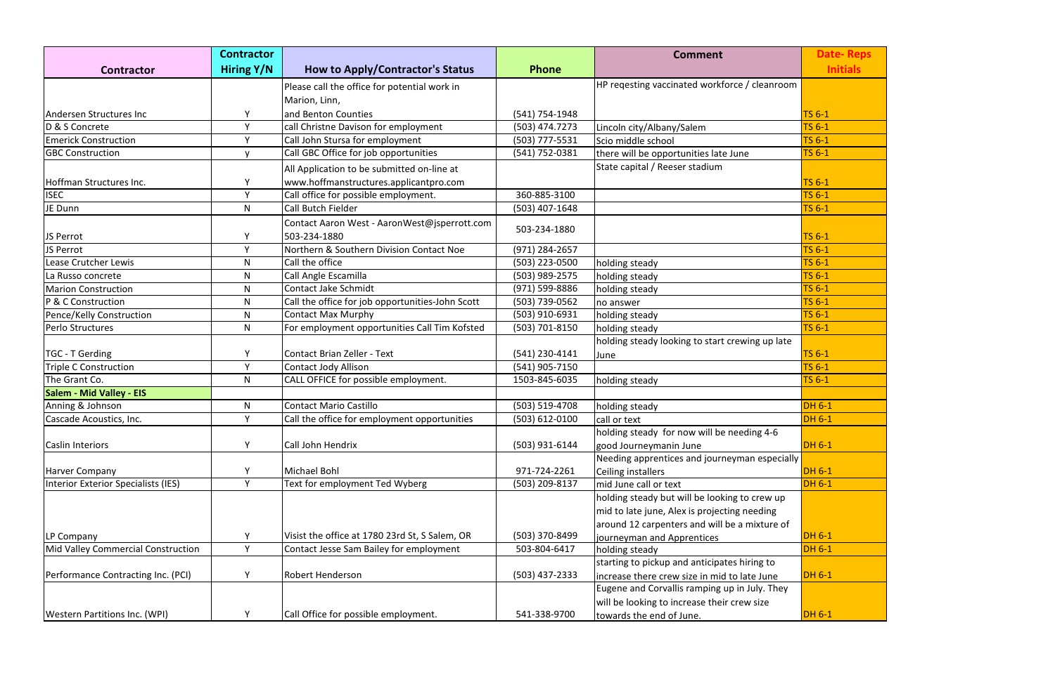| Contractor | Contractor Hiring Y/N | How to Apply/Contractor's Status | Phone | Comment | Date- Reps Initials |
|---|---|---|---|---|---|
| Andersen Structures Inc | Y | Please call the office for potential work in Marion, Linn, and Benton Counties | (541) 754-1948 | HP reqesting vaccinated workforce / cleanroom | TS 6-1 |
| D & S Concrete | Y | call Christne Davison for employment | (503) 474.7273 | Lincoln city/Albany/Salem | TS 6-1 |
| Emerick Construction | Y | Call John Stursa for employment | (503) 777-5531 | Scio middle school | TS 6-1 |
| GBC Construction | y | Call GBC Office for job opportunities | (541) 752-0381 | there will be opportunities late June | TS 6-1 |
| Hoffman Structures Inc. | Y | All Application to be submitted on-line at www.hoffmanstructures.applicantpro.com | | State capital / Reeser stadium | TS 6-1 |
| ISEC | Y | Call office for possible employment. | 360-885-3100 | | TS 6-1 |
| JE Dunn | N | Call Butch Fielder | (503) 407-1648 | | TS 6-1 |
| JS Perrot | Y | Contact Aaron West - AaronWest@jsperrott.com 503-234-1880 | 503-234-1880 | | TS 6-1 |
| JS Perrot | Y | Northern & Southern Division Contact Noe | (971) 284-2657 | | TS 6-1 |
| Lease Crutcher Lewis | N | Call the office | (503) 223-0500 | holding steady | TS 6-1 |
| La Russo concrete | N | Call Angle Escamilla | (503) 989-2575 | holding steady | TS 6-1 |
| Marion Construction | N | Contact Jake Schmidt | (971) 599-8886 | holding steady | TS 6-1 |
| P & C Construction | N | Call the office for job opportunities-John Scott | (503) 739-0562 | no answer | TS 6-1 |
| Pence/Kelly Construction | N | Contact Max Murphy | (503) 910-6931 | holding steady | TS 6-1 |
| Perlo Structures | N | For employment opportunities Call Tim Kofsted | (503) 701-8150 | holding steady | TS 6-1 |
| TGC - T Gerding | Y | Contact Brian Zeller - Text | (541) 230-4141 | holding steady looking to start crewing up late June | TS 6-1 |
| Triple C Construction | Y | Contact Jody Allison | (541) 905-7150 | | TS 6-1 |
| The Grant Co. | N | CALL OFFICE for possible employment. | 1503-845-6035 | holding steady | TS 6-1 |
| **Salem - Mid Valley - EIS** | | | | | |
| Anning & Johnson | N | Contact Mario Castillo | (503) 519-4708 | holding steady | DH 6-1 |
| Cascade Acoustics, Inc. | Y | Call the office for employment opportunities | (503) 612-0100 | call or text | DH 6-1 |
| Caslin Interiors | Y | Call John Hendrix | (503) 931-6144 | holding steady for now will be needing 4-6 good Journeymanin June | DH 6-1 |
| Harver Company | Y | Michael Bohl | 971-724-2261 | Needing apprentices and journeyman especially Ceiling installers | DH 6-1 |
| Interior Exterior Specialists (IES) | Y | Text for employment Ted Wyberg | (503) 209-8137 | mid June call or text | DH 6-1 |
| LP Company | Y | Visist the office at 1780 23rd St, S Salem, OR | (503) 370-8499 | holding steady but will be looking to crew up mid to late june, Alex is projecting needing around 12 carpenters and will be a mixture of journeyman and Apprentices | DH 6-1 |
| Mid Valley Commercial Construction | Y | Contact Jesse Sam Bailey for employment | 503-804-6417 | holding steady | DH 6-1 |
| Performance Contracting Inc. (PCI) | Y | Robert Henderson | (503) 437-2333 | starting to pickup and anticipates hiring to increase there crew size in mid to late June | DH 6-1 |
| Western Partitions Inc. (WPI) | Y | Call Office for possible employment. | 541-338-9700 | Eugene and Corvallis ramping up in July. They will be looking to increase their crew size towards the end of June. | DH 6-1 |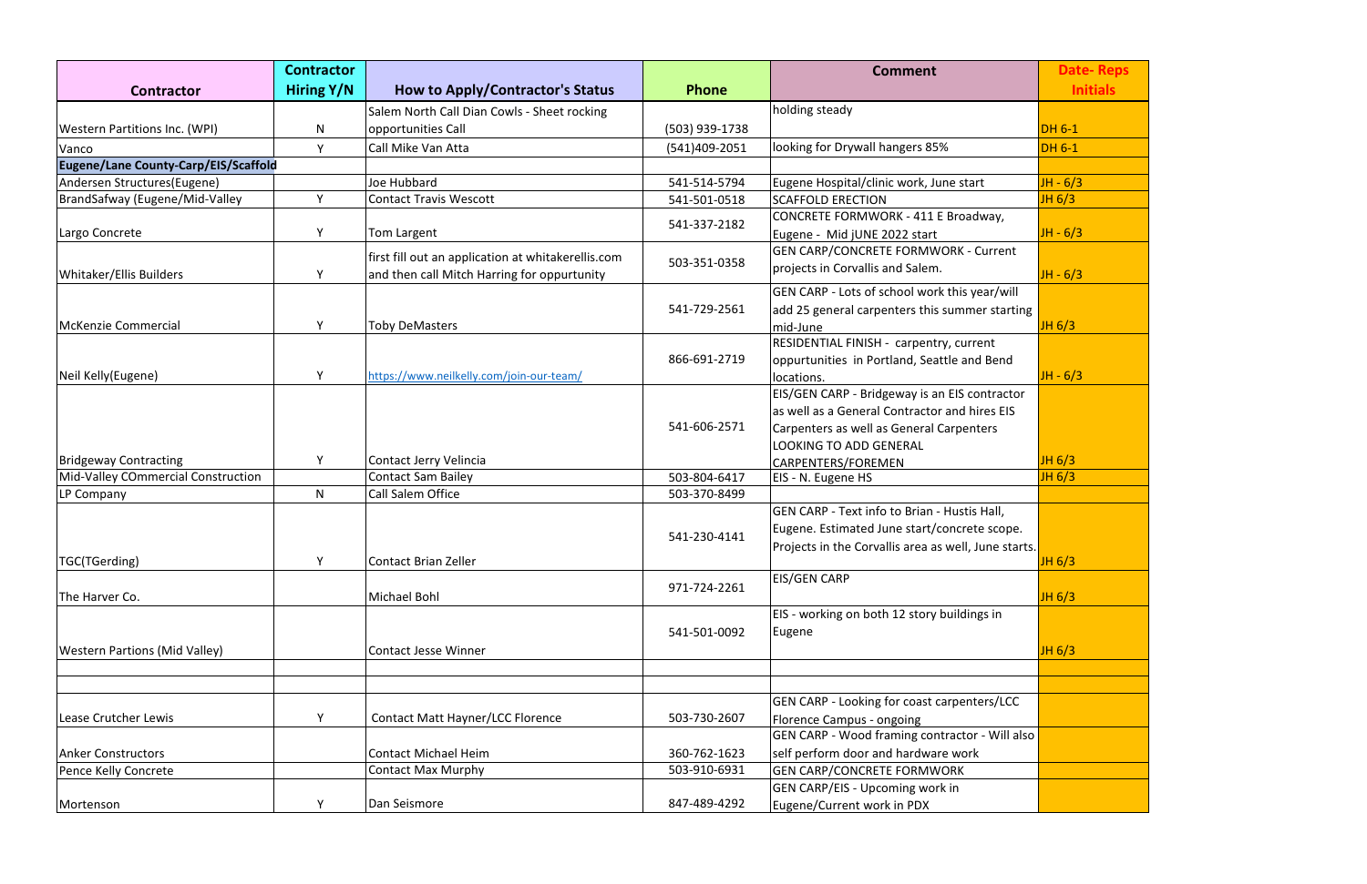| Contractor | Contractor Hiring Y/N | How to Apply/Contractor's Status | Phone | Comment | Date- Reps Initials |
|---|---|---|---|---|---|
| Western Partitions Inc. (WPI) | N | Salem North Call Dian Cowls - Sheet rocking opportunities Call | (503) 939-1738 | holding steady | DH 6-1 |
| Vanco | Y | Call Mike Van Atta | (541)409-2051 | looking for Drywall hangers 85% | DH 6-1 |
| **Eugene/Lane County-Carp/EIS/Scaffold** | | | | | |
| Andersen Structures(Eugene) | | Joe Hubbard | 541-514-5794 | Eugene Hospital/clinic work, June start | JH - 6/3 |
| BrandSafway (Eugene/Mid-Valley | Y | Contact Travis Wescott | 541-501-0518 | SCAFFOLD ERECTION | JH 6/3 |
| Largo Concrete | Y | Tom Largent | 541-337-2182 | CONCRETE FORMWORK - 411 E Broadway, Eugene - Mid jUNE 2022 start | JH - 6/3 |
| Whitaker/Ellis Builders | Y | first fill out an application at whitakerellis.com and then call Mitch Harring for oppurtunity | 503-351-0358 | GEN CARP/CONCRETE FORMWORK - Current projects in Corvallis and Salem. | JH - 6/3 |
| McKenzie Commercial | Y | Toby DeMasters | 541-729-2561 | GEN CARP - Lots of school work this year/will add 25 general carpenters this summer starting mid-June | JH 6/3 |
| Neil Kelly(Eugene) | Y | https://www.neilkelly.com/join-our-team/ | 866-691-2719 | RESIDENTIAL FINISH - carpentry, current oppurtunities in Portland, Seattle and Bend locations. | JH - 6/3 |
| Bridgeway Contracting | Y | Contact Jerry Velincia | 541-606-2571 | EIS/GEN CARP - Bridgeway is an EIS contractor as well as a General Contractor and hires EIS Carpenters as well as General Carpenters LOOKING TO ADD GENERAL CARPENTERS/FOREMEN | JH 6/3 |
| Mid-Valley COmmercial Construction | | Contact Sam Bailey | 503-804-6417 | EIS - N. Eugene HS | JH 6/3 |
| LP Company | N | Call Salem Office | 503-370-8499 | | |
| TGC(TGerding) | Y | Contact Brian Zeller | 541-230-4141 | GEN CARP - Text info to Brian - Hustis Hall, Eugene. Estimated June start/concrete scope. Projects in the Corvallis area as well, June starts. | JH 6/3 |
| The Harver Co. | | Michael Bohl | 971-724-2261 | EIS/GEN CARP | JH 6/3 |
| Western Partions (Mid Valley) | | Contact Jesse Winner | 541-501-0092 | EIS - working on both 12 story buildings in Eugene | JH 6/3 |
| | | | | | |
| | | | | | |
| Lease Crutcher Lewis | Y | Contact Matt Hayner/LCC Florence | 503-730-2607 | GEN CARP - Looking for coast carpenters/LCC Florence Campus - ongoing | |
| Anker Constructors | | Contact Michael Heim | 360-762-1623 | GEN CARP - Wood framing contractor - Will also self perform door and hardware work | |
| Pence Kelly Concrete | | Contact Max Murphy | 503-910-6931 | GEN CARP/CONCRETE FORMWORK | |
| Mortenson | Y | Dan Seismore | 847-489-4292 | GEN CARP/EIS - Upcoming work in Eugene/Current work in PDX | |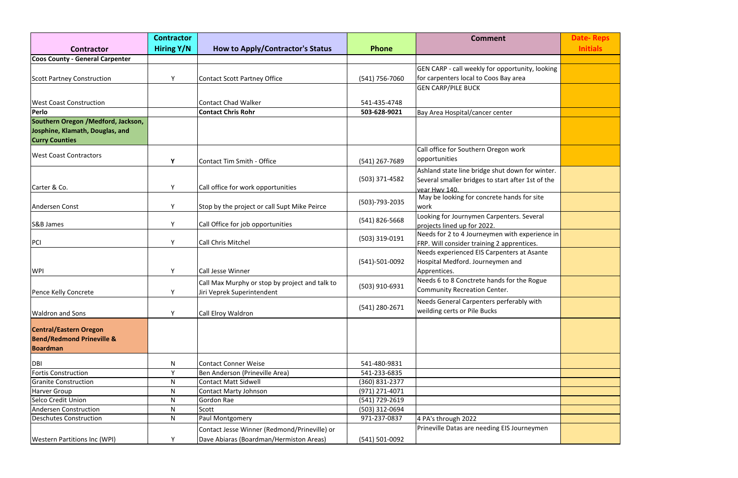| Contractor | Contractor Hiring Y/N | How to Apply/Contractor's Status | Phone | Comment | Date- Reps Initials |
|---|---|---|---|---|---|
| **Coos County - General Carpenter** | | | | | |
| Scott Partney Construction | Y | Contact Scott Partney Office | (541) 756-7060 | GEN CARP - call weekly for opportunity, looking for carpenters local to Coos Bay area | |
| West Coast Construction | | Contact Chad Walker | 541-435-4748 | GEN CARP/PILE BUCK | |
| **Perlo** | | **Contact Chris Rohr** | **503-628-9021** | Bay Area Hospital/cancer center | |
| **Southern Oregon /Medford, Jackson, Josphine, Klamath, Douglas, and Curry Counties** | | | | | |
| West Coast Contractors | **Y** | Contact Tim Smith - Office | (541) 267-7689 | Call office for Southern Oregon work opportunities | |
| Carter & Co. | Y | Call office for work opportunities | (503) 371-4582 | Ashland state line bridge shut down for winter. Several smaller bridges to start after 1st of the year Hwy 140. | |
| Andersen Const | Y | Stop by the project or call Supt Mike Peirce | (503)-793-2035 | May be looking for concrete hands for site work | |
| S&B James | Y | Call Office for job opportunities | (541) 826-5668 | Looking for Journymen Carpenters. Several projects lined up for 2022. | |
| PCI | Y | Call Chris Mitchel | (503) 319-0191 | Needs for 2 to 4 Journeymen with experience in FRP. Will consider training 2 apprentices. | |
| WPI | Y | Call Jesse Winner | (541)-501-0092 | Needs experienced EIS Carpenters at Asante Hospital Medford. Journeymen and Apprentices. | |
| Pence Kelly Concrete | Y | Call Max Murphy or stop by project and talk to Jiri Veprek Superintendent | (503) 910-6931 | Needs 6 to 8 Conctrete hands for the Rogue Community Recreation Center. | |
| Waldron and Sons | Y | Call Elroy Waldron | (541) 280-2671 | Needs General Carpenters perferably with weilding certs or Pile Bucks | |
| **Central/Eastern Oregon Bend/Redmond Prineville & Boardman** | | | | | |
| DBI | N | Contact Conner Weise | 541-480-9831 | | |
| Fortis Construction | Y | Ben Anderson (Prineville Area) | 541-233-6835 | | |
| Granite Construction | N | Contact Matt Sidwell | (360) 831-2377 | | |
| Harver Group | N | Contact Marty Johnson | (971) 271-4071 | | |
| Selco Credit Union | N | Gordon Rae | (541) 729-2619 | | |
| Andersen Construction | N | Scott | (503) 312-0694 | | |
| Deschutes Construction | N | Paul Montgomery | 971-237-0837 | 4 PA's through 2022 | |
| Western Partitions Inc (WPI) | Y | Contact Jesse Winner (Redmond/Prineville) or Dave Abiaras (Boardman/Hermiston Areas) | (541) 501-0092 | Prineville Datas are needing EIS Journeymen | |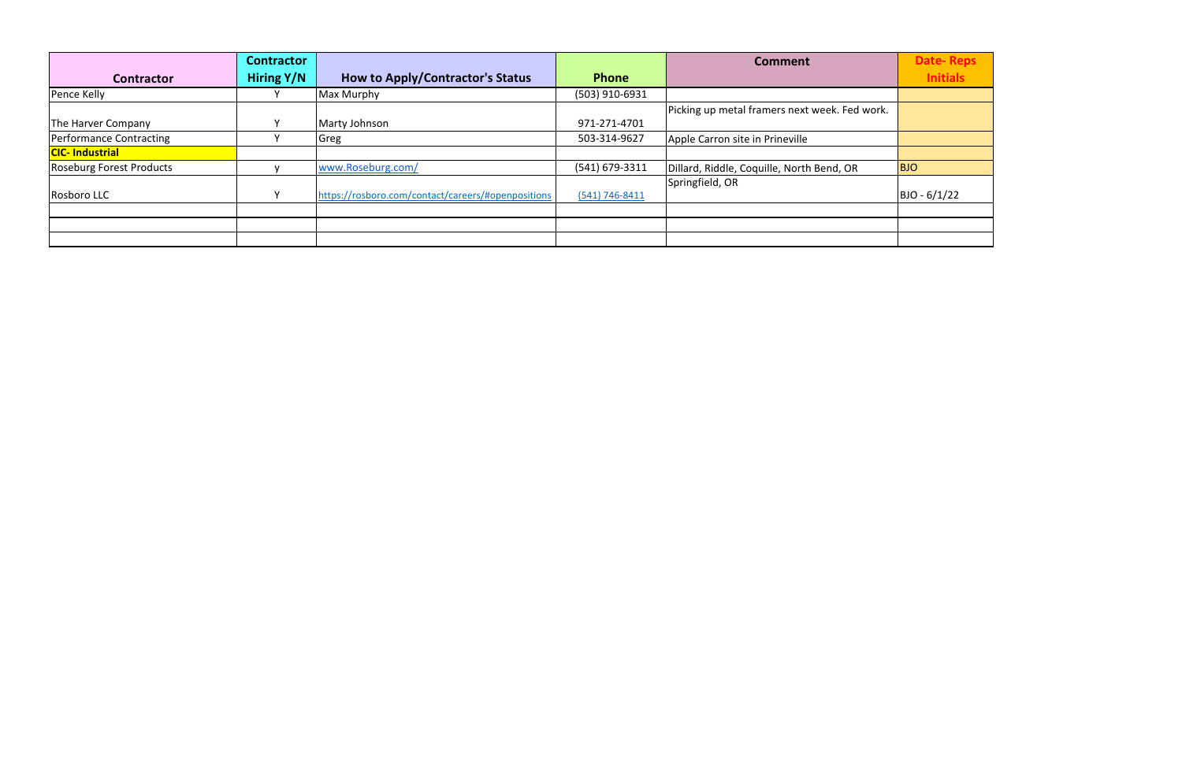| Contractor | Contractor Hiring Y/N | How to Apply/Contractor's Status | Phone | Comment | Date- Reps Initials |
| --- | --- | --- | --- | --- | --- |
| Pence Kelly | Y | Max Murphy | (503) 910-6931 | | |
| The Harver Company | Y | Marty Johnson | 971-271-4701 | Picking up metal framers next week. Fed work. | |
| Performance Contracting | Y | Greg | 503-314-9627 | Apple Carron site in Prineville | |
| **CIC- Industrial** | | | | | |
| Roseburg Forest Products | y | www.Roseburg.com/ | (541) 679-3311 | Dillard, Riddle, Coquille, North Bend, OR | BJO |
| Rosboro LLC | Y | https://rosboro.com/contact/careers/#openpositions | (541) 746-8411 | Springfield, OR | BJO - 6/1/22 |
| | | | | | |
| | | | | | |
| | | | | | |